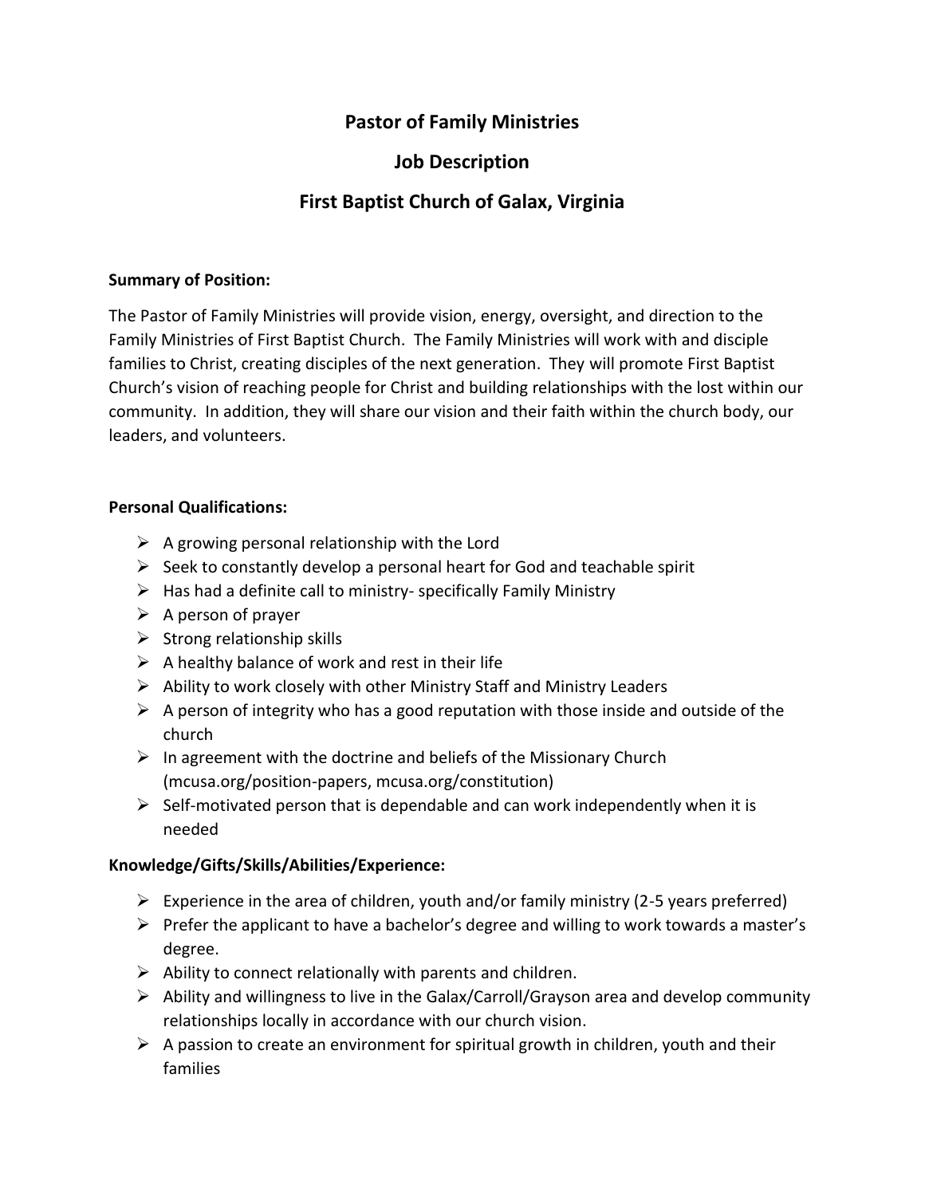# Pastor of Family Ministries

## Job Description

## First Baptist Church of Galax, Virginia

**Summary of Position:**

The Pastor of Family Ministries will provide vision, energy, oversight, and direction to the Family Ministries of First Baptist Church. The Family Ministries will work with and disciple families to Christ, creating disciples of the next generation. They will promote First Baptist Church's vision of reaching people for Christ and building relationships with the lost within our community. In addition, they will share our vision and their faith within the church body, our leaders, and volunteers.

**Personal Qualifications:**

- A growing personal relationship with the Lord
- Seek to constantly develop a personal heart for God and teachable spirit
- Has had a definite call to ministry- specifically Family Ministry
- A person of prayer
- Strong relationship skills
- A healthy balance of work and rest in their life
- Ability to work closely with other Ministry Staff and Ministry Leaders
- A person of integrity who has a good reputation with those inside and outside of the church
- In agreement with the doctrine and beliefs of the Missionary Church (mcusa.org/position-papers, mcusa.org/constitution)
- Self-motivated person that is dependable and can work independently when it is needed

**Knowledge/Gifts/Skills/Abilities/Experience:**

- Experience in the area of children, youth and/or family ministry (2-5 years preferred)
- Prefer the applicant to have a bachelor's degree and willing to work towards a master's degree.
- Ability to connect relationally with parents and children.
- Ability and willingness to live in the Galax/Carroll/Grayson area and develop community relationships locally in accordance with our church vision.
- A passion to create an environment for spiritual growth in children, youth and their families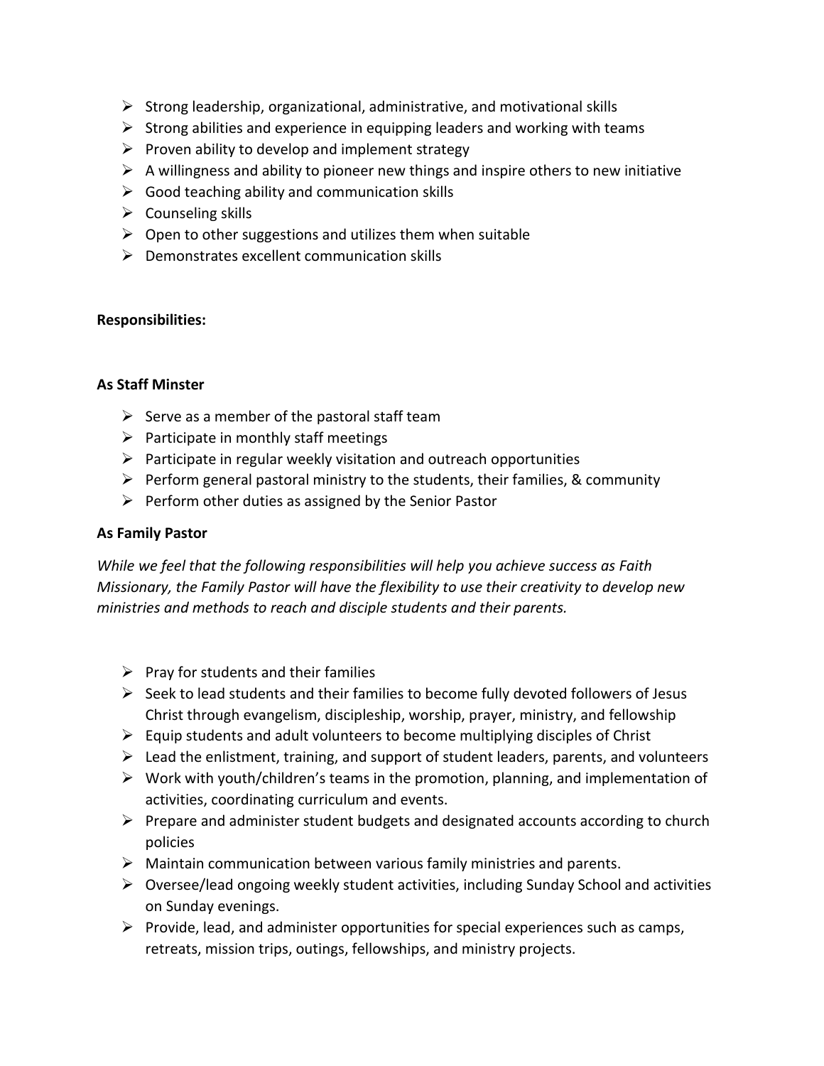- Strong leadership, organizational, administrative, and motivational skills
- Strong abilities and experience in equipping leaders and working with teams
- Proven ability to develop and implement strategy
- A willingness and ability to pioneer new things and inspire others to new initiative
- Good teaching ability and communication skills
- Counseling skills
- Open to other suggestions and utilizes them when suitable
- Demonstrates excellent communication skills

**Responsibilities:**

**As Staff Minster**

- Serve as a member of the pastoral staff team
- Participate in monthly staff meetings
- Participate in regular weekly visitation and outreach opportunities
- Perform general pastoral ministry to the students, their families, & community
- Perform other duties as assigned by the Senior Pastor

**As Family Pastor**

*While we feel that the following responsibilities will help you achieve success as Faith Missionary, the Family Pastor will have the flexibility to use their creativity to develop new ministries and methods to reach and disciple students and their parents.*

- Pray for students and their families
- Seek to lead students and their families to become fully devoted followers of Jesus Christ through evangelism, discipleship, worship, prayer, ministry, and fellowship
- Equip students and adult volunteers to become multiplying disciples of Christ
- Lead the enlistment, training, and support of student leaders, parents, and volunteers
- Work with youth/children's teams in the promotion, planning, and implementation of activities, coordinating curriculum and events.
- Prepare and administer student budgets and designated accounts according to church policies
- Maintain communication between various family ministries and parents.
- Oversee/lead ongoing weekly student activities, including Sunday School and activities on Sunday evenings.
- Provide, lead, and administer opportunities for special experiences such as camps, retreats, mission trips, outings, fellowships, and ministry projects.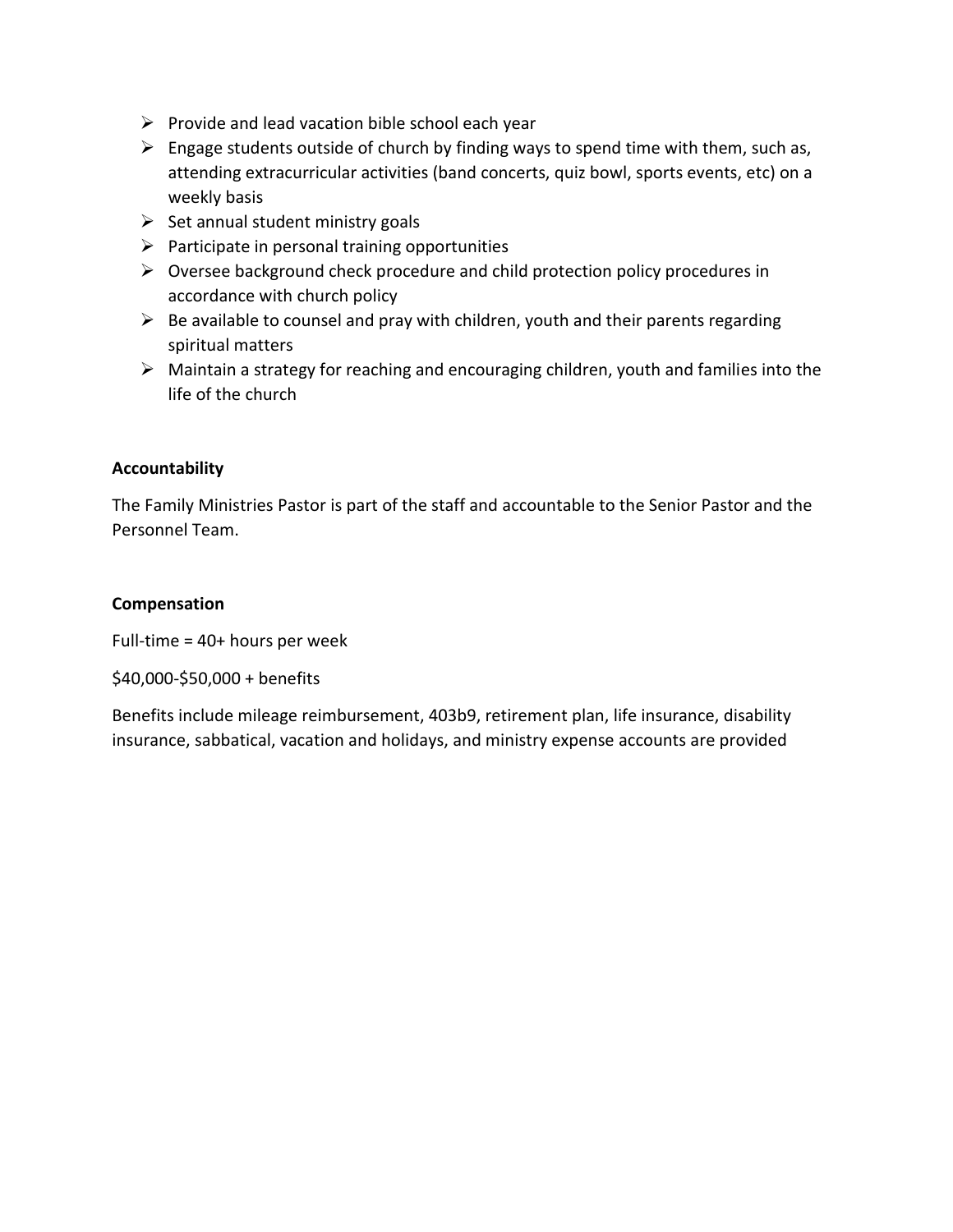- Provide and lead vacation bible school each year
- Engage students outside of church by finding ways to spend time with them, such as, attending extracurricular activities (band concerts, quiz bowl, sports events, etc) on a weekly basis
- Set annual student ministry goals
- Participate in personal training opportunities
- Oversee background check procedure and child protection policy procedures in accordance with church policy
- Be available to counsel and pray with children, youth and their parents regarding spiritual matters
- Maintain a strategy for reaching and encouraging children, youth and families into the life of the church

**Accountability**

The Family Ministries Pastor is part of the staff and accountable to the Senior Pastor and the Personnel Team.

**Compensation**

Full-time = 40+ hours per week

$40,000-$50,000 + benefits

Benefits include mileage reimbursement, 403b9, retirement plan, life insurance, disability insurance, sabbatical, vacation and holidays, and ministry expense accounts are provided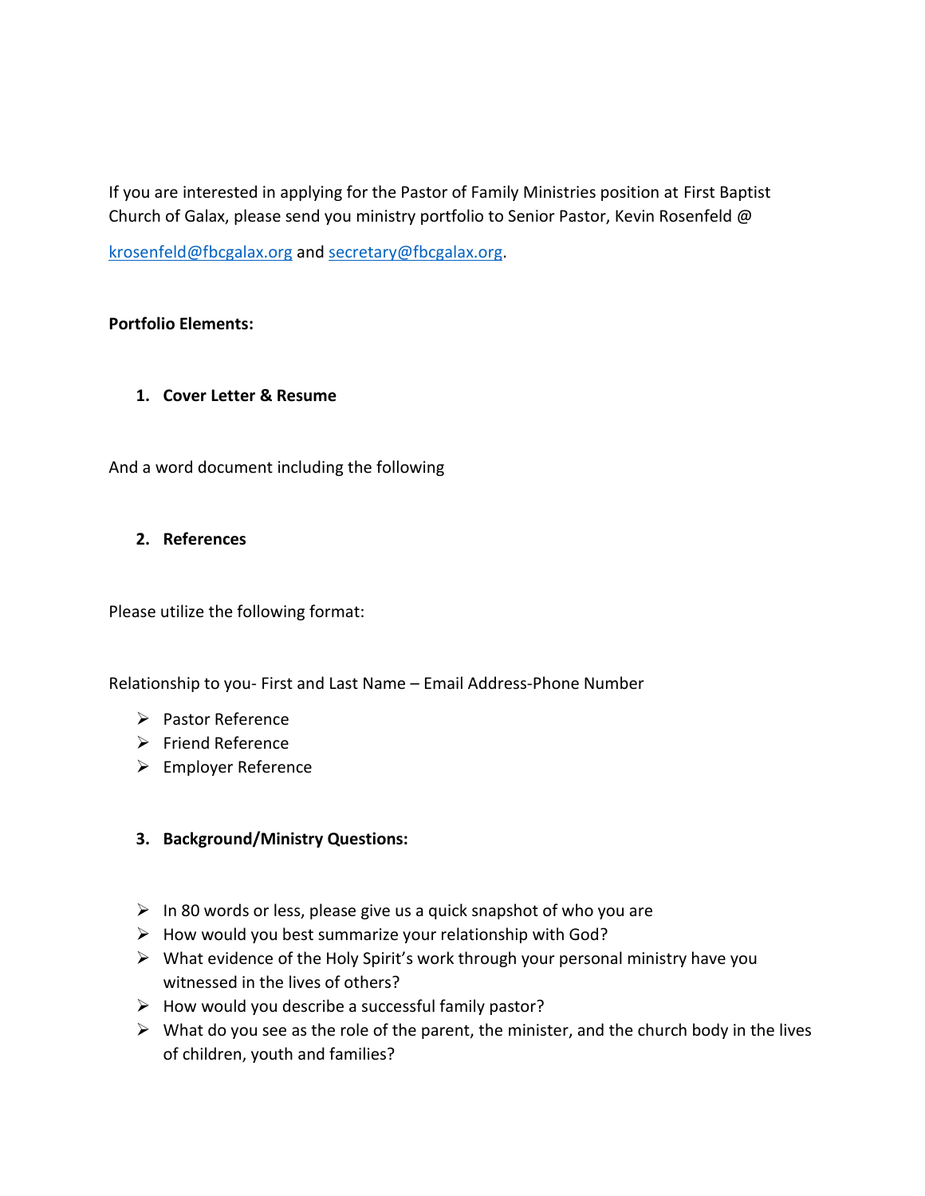If you are interested in applying for the Pastor of Family Ministries position at First Baptist Church of Galax, please send you ministry portfolio to Senior Pastor, Kevin Rosenfeld @

krosenfeld@fbcgalax.org and secretary@fbcgalax.org.

**Portfolio Elements:**

1. **Cover Letter & Resume**

And a word document including the following

2. **References**

Please utilize the following format:

Relationship to you- First and Last Name – Email Address-Phone Number

- Pastor Reference
- Friend Reference
- Employer Reference

3. **Background/Ministry Questions:**

- In 80 words or less, please give us a quick snapshot of who you are
- How would you best summarize your relationship with God?
- What evidence of the Holy Spirit's work through your personal ministry have you witnessed in the lives of others?
- How would you describe a successful family pastor?
- What do you see as the role of the parent, the minister, and the church body in the lives of children, youth and families?